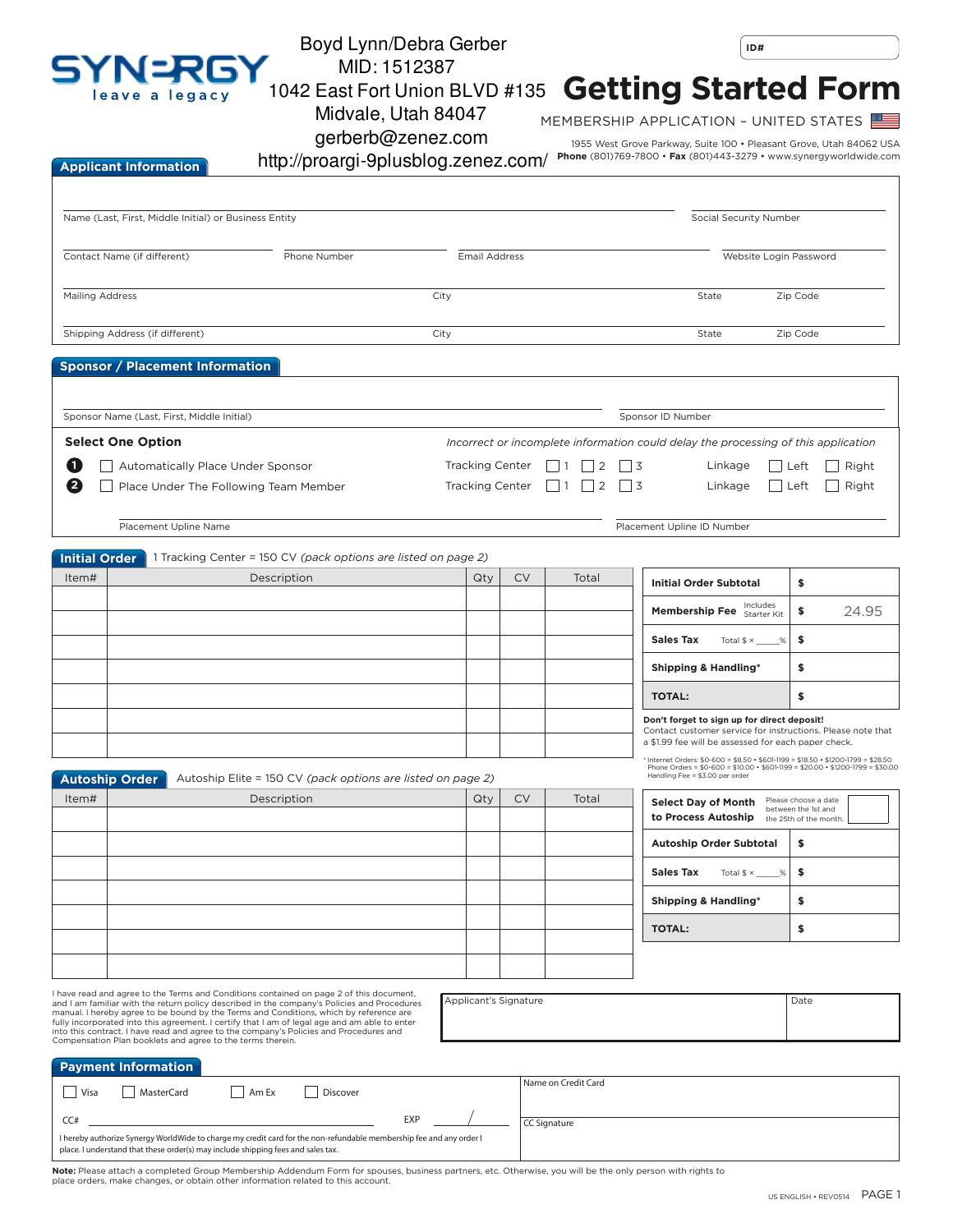SYNERGY
leave a legacy

Boyd Lynn/Debra Gerber
MID: 1512387
1042 East Fort Union BLVD #135
Midvale, Utah 84047
gerberb@zenez.com
http://proargi-9plusblog.zenez.com/

ID#

# Getting Started Form

MEMBERSHIP APPLICATION – UNITED STATES

1955 West Grove Parkway, Suite 100 • Pleasant Grove, Utah 84062 USA
**Phone** (801)769-7800 • **Fax** (801)443-3279 • www.synergyworldwide.com

## Applicant Information

Name (Last, First, Middle Initial) or Business Entity ______ Social Security Number ______

Contact Name (if different) ______ Phone Number ______ Email Address ______ Website Login Password ______

Mailing Address ______ City ______ State ______ Zip Code ______

Shipping Address (if different) ______ City ______ State ______ Zip Code ______

## Sponsor / Placement Information

Sponsor Name (Last, First, Middle Initial) ______ Sponsor ID Number ______

**Select One Option**

*Incorrect or incomplete information could delay the processing of this application*

1. ☐ Automatically Place Under Sponsor — Tracking Center ☐ 1 ☐ 2 ☐ 3 — Linkage ☐ Left ☐ Right
2. ☐ Place Under The Following Team Member — Tracking Center ☐ 1 ☐ 2 ☐ 3 — Linkage ☐ Left ☐ Right

Placement Upline Name ______ Placement Upline ID Number ______

## Initial Order

1 Tracking Center = 150 CV *(pack options are listed on page 2)*

| Item# | Description | Qty | CV | Total |
|---|---|---|---|---|
| | | | | |
| | | | | |
| | | | | |
| | | | | |
| | | | | |
| | | | | |
| | | | | |

| | |
|---|---|
| **Initial Order Subtotal** | $ |
| **Membership Fee** Includes Starter Kit | $ 24.95 |
| **Sales Tax** Total $ × _____% | $ |
| **Shipping & Handling*** | $ |
| **TOTAL:** | $ |

**Don't forget to sign up for direct deposit!**
Contact customer service for instructions. Please note that a $1.99 fee will be assessed for each paper check.

* Internet Orders: $0-600 = $8.50 • $601-1199 = $18.50 • $1200-1799 = $28.50
Phone Orders = $0-600 = $10.00 • $601-1199 = $20.00 • $1200-1799 = $30.00
Handling Fee = $3.00 per order

## Autoship Order

Autoship Elite = 150 CV *(pack options are listed on page 2)*

| Item# | Description | Qty | CV | Total |
|---|---|---|---|---|
| | | | | |
| | | | | |
| | | | | |
| | | | | |
| | | | | |
| | | | | |
| | | | | |

| | |
|---|---|
| **Select Day of Month to Process Autoship** Please choose a date between the 1st and the 25th of the month. | |
| **Autoship Order Subtotal** | $ |
| **Sales Tax** Total $ × _____% | $ |
| **Shipping & Handling*** | $ |
| **TOTAL:** | $ |

I have read and agree to the Terms and Conditions contained on page 2 of this document, and I am familiar with the return policy described in the company's Policies and Procedures manual. I hereby agree to be bound by the Terms and Conditions, which by reference are fully incorporated into this agreement. I certify that I am of legal age and am able to enter into this contract. I have read and agree to the company's Policies and Procedures and Compensation Plan booklets and agree to the terms therein.

Applicant's Signature ______ Date ______

## Payment Information

☐ Visa ☐ MasterCard ☐ Am Ex ☐ Discover

CC# ______ EXP ____/____

Name on Credit Card ______

CC Signature ______

I hereby authorize Synergy WorldWide to charge my credit card for the non-refundable membership fee and any order I place. I understand that these order(s) may include shipping fees and sales tax.

**Note:** Please attach a completed Group Membership Addendum Form for spouses, business partners, etc. Otherwise, you will be the only person with rights to place orders, make changes, or obtain other information related to this account.

US ENGLISH • REV0514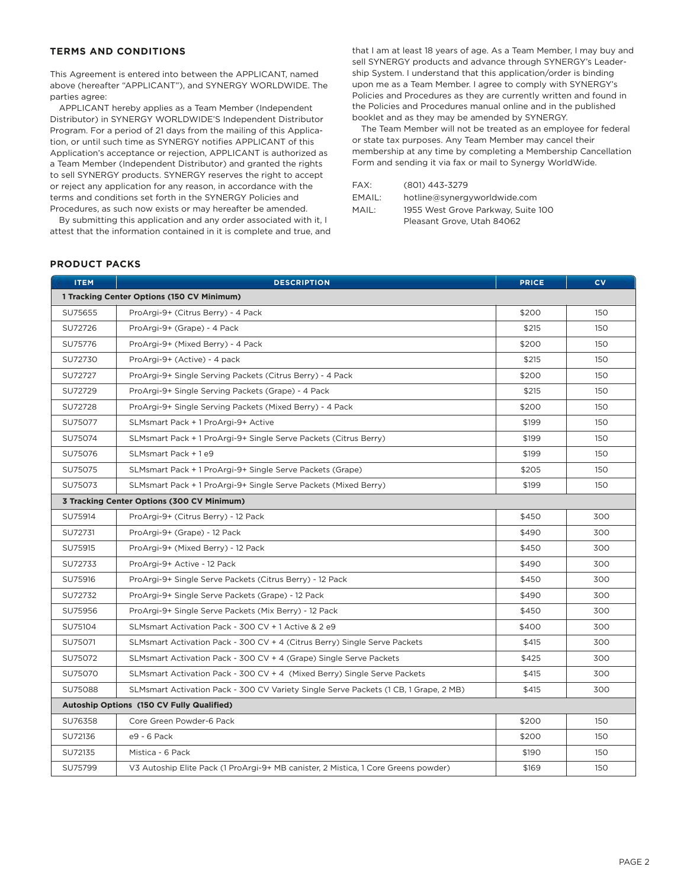## TERMS AND CONDITIONS

This Agreement is entered into between the APPLICANT, named above (hereafter "APPLICANT"), and SYNERGY WORLDWIDE. The parties agree:

APPLICANT hereby applies as a Team Member (Independent Distributor) in SYNERGY WORLDWIDE'S Independent Distributor Program. For a period of 21 days from the mailing of this Application, or until such time as SYNERGY notifies APPLICANT of this Application's acceptance or rejection, APPLICANT is authorized as a Team Member (Independent Distributor) and granted the rights to sell SYNERGY products. SYNERGY reserves the right to accept or reject any application for any reason, in accordance with the terms and conditions set forth in the SYNERGY Policies and Procedures, as such now exists or may hereafter be amended.

By submitting this application and any order associated with it, I attest that the information contained in it is complete and true, and that I am at least 18 years of age. As a Team Member, I may buy and sell SYNERGY products and advance through SYNERGY's Leadership System. I understand that this application/order is binding upon me as a Team Member. I agree to comply with SYNERGY's Policies and Procedures as they are currently written and found in the Policies and Procedures manual online and in the published booklet and as they may be amended by SYNERGY.

The Team Member will not be treated as an employee for federal or state tax purposes. Any Team Member may cancel their membership at any time by completing a Membership Cancellation Form and sending it via fax or mail to Synergy WorldWide.

FAX: (801) 443-3279
EMAIL: hotline@synergyworldwide.com
MAIL: 1955 West Grove Parkway, Suite 100
Pleasant Grove, Utah 84062

## PRODUCT PACKS

| ITEM | DESCRIPTION | PRICE | CV |
|---|---|---|---|
| **1 Tracking Center Options (150 CV Minimum)** | | | |
| SU75655 | ProArgi-9+ (Citrus Berry) - 4 Pack | $200 | 150 |
| SU72726 | ProArgi-9+ (Grape) - 4 Pack | $215 | 150 |
| SU75776 | ProArgi-9+ (Mixed Berry) - 4 Pack | $200 | 150 |
| SU72730 | ProArgi-9+ (Active) - 4 pack | $215 | 150 |
| SU72727 | ProArgi-9+ Single Serving Packets (Citrus Berry) - 4 Pack | $200 | 150 |
| SU72729 | ProArgi-9+ Single Serving Packets (Grape) - 4 Pack | $215 | 150 |
| SU72728 | ProArgi-9+ Single Serving Packets (Mixed Berry) - 4 Pack | $200 | 150 |
| SU75077 | SLMsmart Pack + 1 ProArgi-9+ Active | $199 | 150 |
| SU75074 | SLMsmart Pack + 1 ProArgi-9+ Single Serve Packets (Citrus Berry) | $199 | 150 |
| SU75076 | SLMsmart Pack + 1 e9 | $199 | 150 |
| SU75075 | SLMsmart Pack + 1 ProArgi-9+ Single Serve Packets (Grape) | $205 | 150 |
| SU75073 | SLMsmart Pack + 1 ProArgi-9+ Single Serve Packets (Mixed Berry) | $199 | 150 |
| **3 Tracking Center Options (300 CV Minimum)** | | | |
| SU75914 | ProArgi-9+ (Citrus Berry) - 12 Pack | $450 | 300 |
| SU72731 | ProArgi-9+ (Grape) - 12 Pack | $490 | 300 |
| SU75915 | ProArgi-9+ (Mixed Berry) - 12 Pack | $450 | 300 |
| SU72733 | ProArgi-9+ Active - 12 Pack | $490 | 300 |
| SU75916 | ProArgi-9+ Single Serve Packets (Citrus Berry) - 12 Pack | $450 | 300 |
| SU72732 | ProArgi-9+ Single Serve Packets (Grape) - 12 Pack | $490 | 300 |
| SU75956 | ProArgi-9+ Single Serve Packets (Mix Berry) - 12 Pack | $450 | 300 |
| SU75104 | SLMsmart Activation Pack - 300 CV + 1 Active & 2 e9 | $400 | 300 |
| SU75071 | SLMsmart Activation Pack - 300 CV + 4 (Citrus Berry) Single Serve Packets | $415 | 300 |
| SU75072 | SLMsmart Activation Pack - 300 CV + 4 (Grape) Single Serve Packets | $425 | 300 |
| SU75070 | SLMsmart Activation Pack - 300 CV + 4 (Mixed Berry) Single Serve Packets | $415 | 300 |
| SU75088 | SLMsmart Activation Pack - 300 CV Variety Single Serve Packets (1 CB, 1 Grape, 2 MB) | $415 | 300 |
| **Autoship Options (150 CV Fully Qualified)** | | | |
| SU76358 | Core Green Powder-6 Pack | $200 | 150 |
| SU72136 | e9 - 6 Pack | $200 | 150 |
| SU72135 | Mistica - 6 Pack | $190 | 150 |
| SU75799 | V3 Autoship Elite Pack (1 ProArgi-9+ MB canister, 2 Mistica, 1 Core Greens powder) | $169 | 150 |